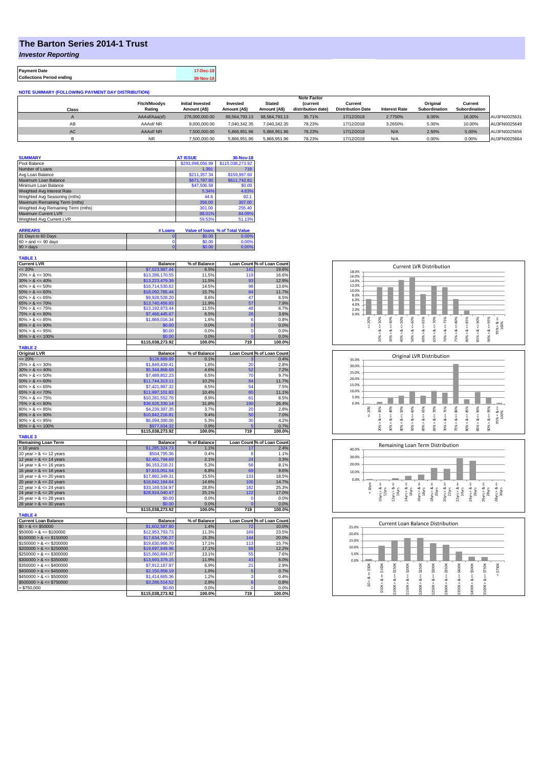# The Barton Series 2014-1 Trust

*Investor Reporting*

| Payment Date | 17-Dec-18 |
|---|---|
| Collections Period ending | 30-Nov-18 |

**NOTE SUMMARY (FOLLOWING PAYMENT DAY DISTRIBUTION)**

| Class | Fitch/Moodys Rating | Initial Invested Amount (A$) | Invested Amount (A$) | Stated Amount (A$) | Note Factor (current distribution date) | Current Distribution Date | Interest Rate | Original Subordination | Current Subordination | |
|---|---|---|---|---|---|---|---|---|---|---|
| A | AAAsf/Aaa(sf) | 276,000,000.00 | 98,564,793.13 | 98,564,793.13 | 35.71% | 17/12/2018 | 2.7750% | 8.00% | 16.00% | AU3FN0025631 |
| AB | AAAsf/ NR | 9,000,000.00 | 7,040,342.35 | 7,040,342.35 | 78.23% | 17/12/2018 | 3.2650% | 5.00% | 10.00% | AU3FN0025649 |
| AC | AAAsf/ NR | 7,500,000.00 | 5,866,951.96 | 5,866,951.96 | 78.23% | 17/12/2018 | N/A | 2.50% | 5.00% | AU3FN0025656 |
| B | NR | 7,500,000.00 | 5,866,951.96 | 5,866,951.96 | 78.23% | 17/12/2018 | N/A | 0.00% | 0.00% | AU3FN0025664 |

| SUMMARY | AT ISSUE | 30-Nov-18 |
|---|---|---|
| Pool Balance | $293,998,056.99 | $115,038,273.92 |
| Number of Loans | 1,391 | 719 |
| Avg Loan Balance | $211,357.34 | $159,997.60 |
| Maximum Loan Balance | $671,787.60 | $611,742.81 |
| Minimum Loan Balance | $47,506.58 | $0.00 |
| Weighted Avg Interest Rate | 5.34% | 4.63% |
| Weighted Avg Seasoning (mths) | 44.6 | 92.1 |
| Maximum Remaining Term (mths) | 356.00 | 307.00 |
| Weighted Avg Remaining Term (mths) | 301.00 | 255.40 |
| Maximum Current LVR | 88.01% | 84.09% |
| Weighted Avg Current LVR | 59.53% | 51.13% |

| ARREARS | # Loans | Value of loans | % of Total Value |
|---|---|---|---|
| 31 Days to 60 Days | 0 | $0.00 | 0.00% |
| 60 > and <= 90 days | 0 | $0.00 | 0.00% |
| 90 > days | 0 | $0.00 | 0.00% |

**TABLE 1**

| Current LVR | Balance | % of Balance | Loan Count | % of Loan Count |
|---|---|---|---|---|
| <= 20% | $7,523,987.44 | 6.5% | 141 | 19.6% |
| 20% > & <= 30% | $13,286,170.55 | 11.5% | 119 | 16.6% |
| 30% > & <= 40% | $13,223,479.39 | 11.5% | 93 | 12.9% |
| 40% > & <= 50% | $16,714,530.62 | 14.5% | 98 | 13.6% |
| 50% > & <= 60% | $18,092,785.44 | 15.7% | 84 | 11.7% |
| 60% > & <= 65% | $9,928,528.20 | 8.6% | 47 | 6.5% |
| 65% > & <= 70% | $13,740,456.83 | 11.9% | 57 | 7.9% |
| 70% > & <= 75% | $13,192,873.44 | 11.5% | 48 | 6.7% |
| 75% > & <= 80% | $7,466,445.67 | 6.5% | 26 | 3.6% |
| 80% > & <= 85% | $1,869,016.34 | 1.6% | 6 | 0.8% |
| 85% > & <= 90% | $0.00 | 0.0% | 0 | 0.0% |
| 90% > & <= 95% | $0.00 | 0.0% | 0 | 0.0% |
| 95% > & <= 100% | $0.00 | 0.0% | 0 | 0.0% |
| | $115,038,273.92 | 100.0% | 719 | 100.0% |

**TABLE 2**

| Original LVR | Balance | % of Balance | Loan Count | % of Loan Count |
|---|---|---|---|---|
| <= 20% | $128,889.89 | 0.1% | 3 | 0.4% |
| 25% > & <= 30% | $1,849,439.41 | 1.6% | 20 | 2.8% |
| 30% > & <= 40% | $5,344,868.69 | 4.6% | 52 | 7.2% |
| 40% > & <= 50% | $7,489,852.23 | 6.5% | 70 | 9.7% |
| 50% > & <= 60% | $11,744,313.11 | 10.2% | 84 | 11.7% |
| 60% > & <= 65% | $7,421,987.32 | 6.5% | 54 | 7.5% |
| 65% > & <= 70% | $11,997,101.83 | 10.4% | 80 | 11.1% |
| 70% > & <= 75% | $10,281,552.76 | 8.9% | 61 | 8.5% |
| 75% > & <= 80% | $36,626,330.14 | 31.8% | 190 | 26.4% |
| 80% > & <= 85% | $4,239,397.35 | 3.7% | 20 | 2.8% |
| 85% > & <= 90% | $10,842,216.81 | 9.4% | 50 | 7.0% |
| 90% > & <= 95% | $6,094,390.06 | 5.3% | 30 | 4.2% |
| 95% > & <= 100% | $977,934.32 | 0.9% | 5 | 0.7% |
| | $115,038,273.92 | 100.0% | 719 | 100.0% |

**TABLE 3**

| Remaining Loan Term | Balance | % of Balance | Loan Count | % of Loan Count |
|---|---|---|---|---|
| < 10 years | $1,285,324.73 | 1.1% | 17 | 2.4% |
| 10 year > & <= 12 years | $504,795.36 | 0.4% | 8 | 1.1% |
| 12 year > & <= 14 years | $2,461,794.69 | 2.1% | 24 | 3.3% |
| 14 year > & <= 16 years | $6,153,218.21 | 5.3% | 58 | 8.1% |
| 16 year > & <= 18 years | $7,815,051.54 | 6.8% | 69 | 9.6% |
| 18 year > & <= 20 years | $17,882,349.31 | 15.5% | 133 | 18.5% |
| 20 year > & <= 22 years | $16,842,164.64 | 14.6% | 106 | 14.7% |
| 22 year > & <= 24 years | $33,169,534.97 | 28.8% | 182 | 25.3% |
| 24 year > & <= 26 years | $28,924,040.47 | 25.1% | 122 | 17.0% |
| 26 year > & <= 28 years | $0.00 | 0.0% | 0 | 0.0% |
| 28 year > & <= 30 years | $0.00 | 0.0% | 0 | 0.0% |
| | $115,038,273.92 | 100.0% | 719 | 100.0% |

**TABLE 4**

| Current Loan Balance | Balance | % of Balance | Loan Count | % of Loan Count |
|---|---|---|---|---|
| $0 > & <= $50000 | $1,602,587.80 | 1.4% | 72 | 10.0% |
| $50000 > & <= $100000 | $12,953,793.73 | 11.3% | 169 | 23.5% |
| $100000 > & <= $150000 | $17,634,706.27 | 15.3% | 144 | 20.0% |
| $150000 > & <= $200000 | $19,630,966.70 | 17.1% | 113 | 15.7% |
| $200000 > & <= $250000 | $19,697,649.96 | 17.1% | 88 | 12.2% |
| $250000 > & <= $300000 | $15,060,884.37 | 13.1% | 55 | 7.6% |
| $300000 > & <= $350000 | $13,693,379.15 | 11.9% | 43 | 6.0% |
| $350000 > & <= $400000 | $7,912,167.87 | 6.9% | 21 | 2.9% |
| $400000 > & <= $450000 | $2,150,958.19 | 1.9% | 5 | 0.7% |
| $450000 > & <= $500000 | $1,414,665.36 | 1.2% | 3 | 0.4% |
| $500000 > & <= $750000 | $3,286,514.52 | 2.9% | 6 | 0.8% |
| > $750,000 | $0.00 | 0.0% | 0 | 0.0% |
| | $115,038,273.92 | 100.0% | 719 | 100.0% |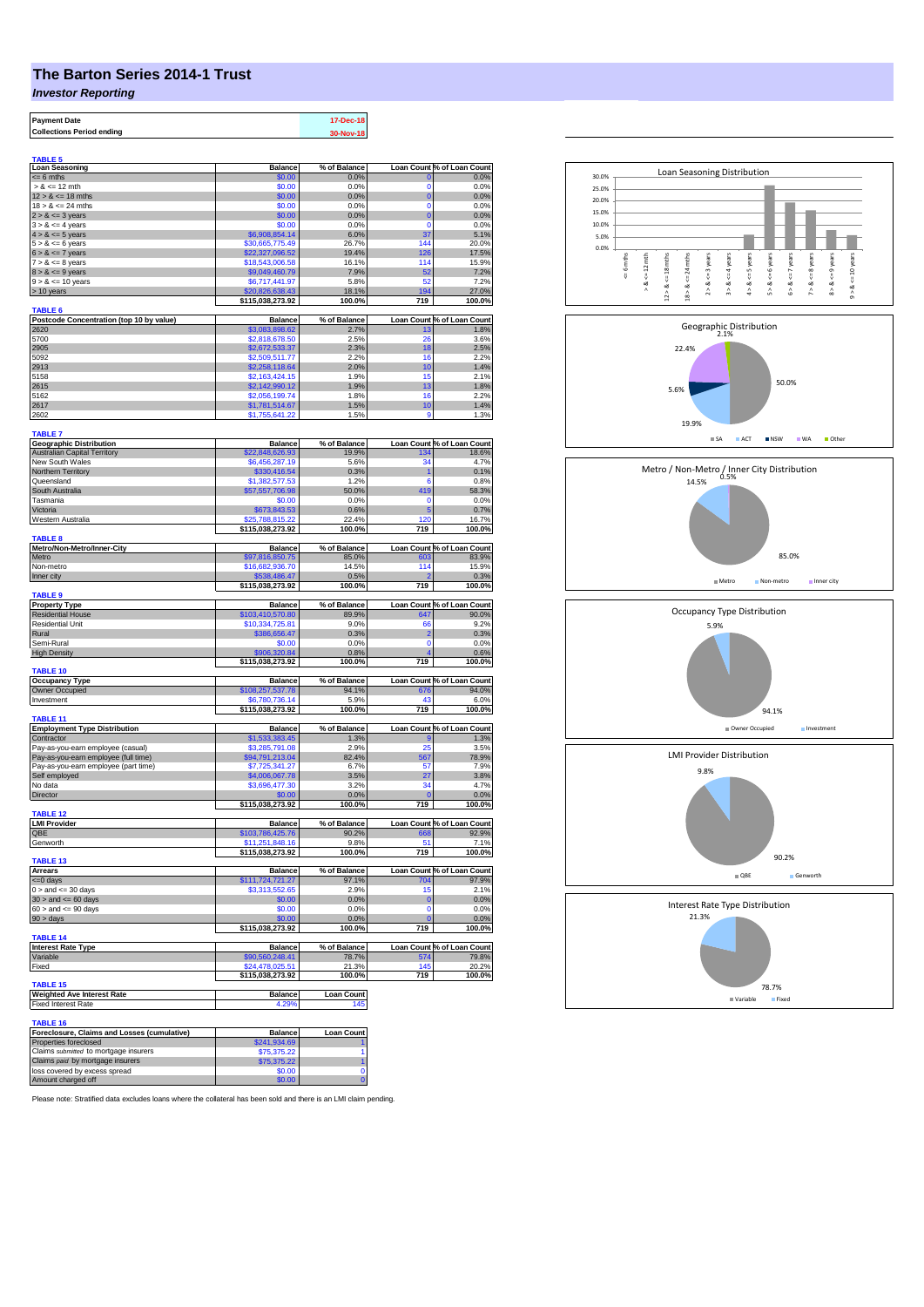# The Barton Series 2014-1 Trust

*Investor Reporting*

| | |
|---|---|
| **Payment Date** | 17-Dec-18 |
| **Collections Period ending** | 30-Nov-18 |

**TABLE 5**

| Loan Seasoning | Balance | % of Balance | Loan Count | % of Loan Count |
|---|---|---|---|---|
| <= 6 mths | $0.00 | 0.0% | 0 | 0.0% |
| > & <= 12 mth | $0.00 | 0.0% | 0 | 0.0% |
| 12 > & <= 18 mths | $0.00 | 0.0% | 0 | 0.0% |
| 18 > & <= 24 mths | $0.00 | 0.0% | 0 | 0.0% |
| 2 > & <= 3 years | $0.00 | 0.0% | 0 | 0.0% |
| 3 > & <= 4 years | $0.00 | 0.0% | 0 | 0.0% |
| 4 > & <= 5 years | $6,908,854.14 | 6.0% | 37 | 5.1% |
| 5 > & <= 6 years | $30,665,775.49 | 26.7% | 144 | 20.0% |
| 6 > & <= 7 years | $22,327,096.52 | 19.4% | 126 | 17.5% |
| 7 > & <= 8 years | $18,543,006.58 | 16.1% | 114 | 15.9% |
| 8 > & <= 9 years | $9,049,460.79 | 7.9% | 52 | 7.2% |
| 9 > & <= 10 years | $6,717,441.97 | 5.8% | 52 | 7.2% |
| > 10 years | $20,826,638.43 | 18.1% | 194 | 27.0% |
| | $115,038,273.92 | 100.0% | 719 | 100.0% |

**TABLE 6**

| Postcode Concentration (top 10 by value) | Balance | % of Balance | Loan Count | % of Loan Count |
|---|---|---|---|---|
| 2620 | $3,083,898.62 | 2.7% | 13 | 1.8% |
| 5700 | $2,818,678.50 | 2.5% | 26 | 3.6% |
| 2905 | $2,672,533.37 | 2.3% | 18 | 2.5% |
| 5092 | $2,509,511.77 | 2.2% | 16 | 2.2% |
| 2913 | $2,258,118.64 | 2.0% | 10 | 1.4% |
| 5158 | $2,163,424.15 | 1.9% | 15 | 2.1% |
| 2615 | $2,142,990.12 | 1.9% | 13 | 1.8% |
| 5162 | $2,056,199.74 | 1.8% | 16 | 2.2% |
| 2617 | $1,781,514.67 | 1.5% | 10 | 1.4% |
| 2602 | $1,755,641.22 | 1.5% | 9 | 1.3% |

**TABLE 7**

| Geographic Distribution | Balance | % of Balance | Loan Count | % of Loan Count |
|---|---|---|---|---|
| Australian Capital Territory | $22,848,626.93 | 19.9% | 134 | 18.6% |
| New South Wales | $6,456,287.19 | 5.6% | 34 | 4.7% |
| Northern Territory | $330,416.54 | 0.3% | 1 | 0.1% |
| Queensland | $1,382,577.53 | 1.2% | 6 | 0.8% |
| South Australia | $57,557,706.98 | 50.0% | 419 | 58.3% |
| Tasmania | $0.00 | 0.0% | 0 | 0.0% |
| Victoria | $673,843.53 | 0.6% | 5 | 0.7% |
| Western Australia | $25,788,815.22 | 22.4% | 120 | 16.7% |
| | $115,038,273.92 | 100.0% | 719 | 100.0% |

**TABLE 8**

| Metro/Non-Metro/Inner-City | Balance | % of Balance | Loan Count | % of Loan Count |
|---|---|---|---|---|
| Metro | $97,816,850.75 | 85.0% | 603 | 83.9% |
| Non-metro | $16,682,936.70 | 14.5% | 114 | 15.9% |
| Inner city | $538,486.47 | 0.5% | 2 | 0.3% |
| | $115,038,273.92 | 100.0% | 719 | 100.0% |

**TABLE 9**

| Property Type | Balance | % of Balance | Loan Count | % of Loan Count |
|---|---|---|---|---|
| Residential House | $103,410,570.80 | 89.9% | 647 | 90.0% |
| Residential Unit | $10,334,725.81 | 9.0% | 66 | 9.2% |
| Rural | $386,656.47 | 0.3% | 2 | 0.3% |
| Semi-Rural | $0.00 | 0.0% | 0 | 0.0% |
| High Density | $906,320.84 | 0.8% | 4 | 0.6% |
| | $115,038,273.92 | 100.0% | 719 | 100.0% |

**TABLE 10**

| Occupancy Type | Balance | % of Balance | Loan Count | % of Loan Count |
|---|---|---|---|---|
| Owner Occupied | $108,257,537.78 | 94.1% | 676 | 94.0% |
| Investment | $6,780,736.14 | 5.9% | 43 | 6.0% |
| | $115,038,273.92 | 100.0% | 719 | 100.0% |

**TABLE 11**

| Employment Type Distribution | Balance | % of Balance | Loan Count | % of Loan Count |
|---|---|---|---|---|
| Contractor | $1,533,383.45 | 1.3% | 9 | 1.3% |
| Pay-as-you-earn employee (casual) | $3,285,791.08 | 2.9% | 25 | 3.5% |
| Pay-as-you-earn employee (full time) | $94,791,213.04 | 82.4% | 567 | 78.9% |
| Pay-as-you-earn employee (part time) | $7,725,341.27 | 6.7% | 57 | 7.9% |
| Self employed | $4,006,067.78 | 3.5% | 27 | 3.8% |
| No data | $3,696,477.30 | 3.2% | 34 | 4.7% |
| Director | $0.00 | 0.0% | 0 | 0.0% |
| | $115,038,273.92 | 100.0% | 719 | 100.0% |

**TABLE 12**

| LMI Provider | Balance | % of Balance | Loan Count | % of Loan Count |
|---|---|---|---|---|
| QBE | $103,786,425.76 | 90.2% | 668 | 92.9% |
| Genworth | $11,251,848.16 | 9.8% | 51 | 7.1% |
| | $115,038,273.92 | 100.0% | 719 | 100.0% |

**TABLE 13**

| Arrears | Balance | % of Balance | Loan Count | % of Loan Count |
|---|---|---|---|---|
| <=0 days | $111,724,721.27 | 97.1% | 704 | 97.9% |
| 0 > and <= 30 days | $3,313,552.65 | 2.9% | 15 | 2.1% |
| 30 > and <= 60 days | $0.00 | 0.0% | 0 | 0.0% |
| 60 > and <= 90 days | $0.00 | 0.0% | 0 | 0.0% |
| 90 > days | $0.00 | 0.0% | 0 | 0.0% |
| | $115,038,273.92 | 100.0% | 719 | 100.0% |

**TABLE 14**

| Interest Rate Type | Balance | % of Balance | Loan Count | % of Loan Count |
|---|---|---|---|---|
| Variable | $90,560,248.41 | 78.7% | 574 | 79.8% |
| Fixed | $24,478,025.51 | 21.3% | 145 | 20.2% |
| | $115,038,273.92 | 100.0% | 719 | 100.0% |

**TABLE 15**

| Weighted Ave Interest Rate | Balance | Loan Count |
|---|---|---|
| Fixed Interest Rate | 4.29% | 145 |

**TABLE 16**

| Foreclosure, Claims and Losses (cumulative) | Balance | Loan Count |
|---|---|---|
| Properties foreclosed | $241,934.69 | 1 |
| Claims *submitted* to mortgage insurers | $75,375.22 | 1 |
| Claims *paid* by mortgage insurers | $75,375.22 | 1 |
| loss covered by excess spread | $0.00 | 0 |
| Amount charged off | $0.00 | 0 |

Please note: Stratified data excludes loans where the collateral has been sold and there is an LMI claim pending.

Loan Seasoning Distribution
30.0%
25.0%
20.0%
15.0%
10.0%
5.0%
0.0%
<= 6 mths
> & <= 12 mth
12 > & <= 18 mths
18 > & <= 24 mths
2 > & <= 3 years
3 > & <= 4 years
4 > & <= 5 years
5 > & <= 6 years
6 > & <= 7 years
7 > & <= 8 years
8 > & <= 9 years
9 > & <= 10 years

Geographic Distribution
2.1%
22.4%
50.0%
5.6%
19.9%
SA ACT NSW WA Other

Metro / Non-Metro / Inner City Distribution
0.5%
14.5%
85.0%
Metro Non-metro Inner city

Occupancy Type Distribution
5.9%
94.1%
Owner Occupied Investment

LMI Provider Distribution
9.8%
90.2%
QBE Genworth

Interest Rate Type Distribution
21.3%
78.7%
Variable Fixed